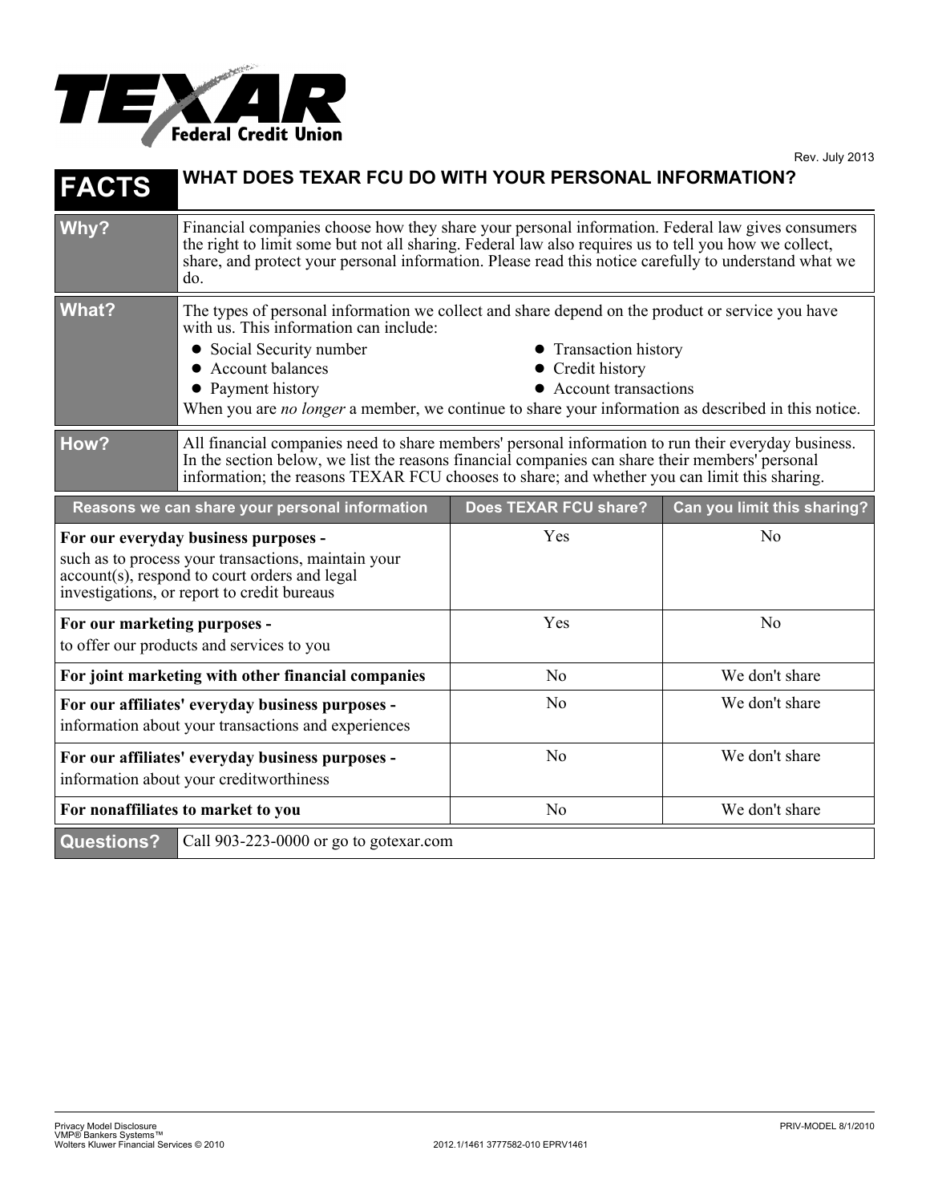TEXAR Federal Credit Union

Rev. July 2013

# FACTS — WHAT DOES TEXAR FCU DO WITH YOUR PERSONAL INFORMATION?

| | |
|---|---|
| **Why?** | Financial companies choose how they share your personal information. Federal law gives consumers the right to limit some but not all sharing. Federal law also requires us to tell you how we collect, share, and protect your personal information. Please read this notice carefully to understand what we do. |
| **What?** | The types of personal information we collect and share depend on the product or service you have with us. This information can include:<br>• Social Security number<br>• Account balances<br>• Payment history<br>• Transaction history<br>• Credit history<br>• Account transactions<br>When you are *no longer* a member, we continue to share your information as described in this notice. |
| **How?** | All financial companies need to share members' personal information to run their everyday business. In the section below, we list the reasons financial companies can share their members' personal information; the reasons TEXAR FCU chooses to share; and whether you can limit this sharing. |

| Reasons we can share your personal information | Does TEXAR FCU share? | Can you limit this sharing? |
|---|---|---|
| **For our everyday business purposes -** such as to process your transactions, maintain your account(s), respond to court orders and legal investigations, or report to credit bureaus | Yes | No |
| **For our marketing purposes -** to offer our products and services to you | Yes | No |
| **For joint marketing with other financial companies** | No | We don't share |
| **For our affiliates' everyday business purposes -** information about your transactions and experiences | No | We don't share |
| **For our affiliates' everyday business purposes -** information about your creditworthiness | No | We don't share |
| **For nonaffiliates to market to you** | No | We don't share |

| | |
|---|---|
| **Questions?** | Call 903-223-0000 or go to gotexar.com |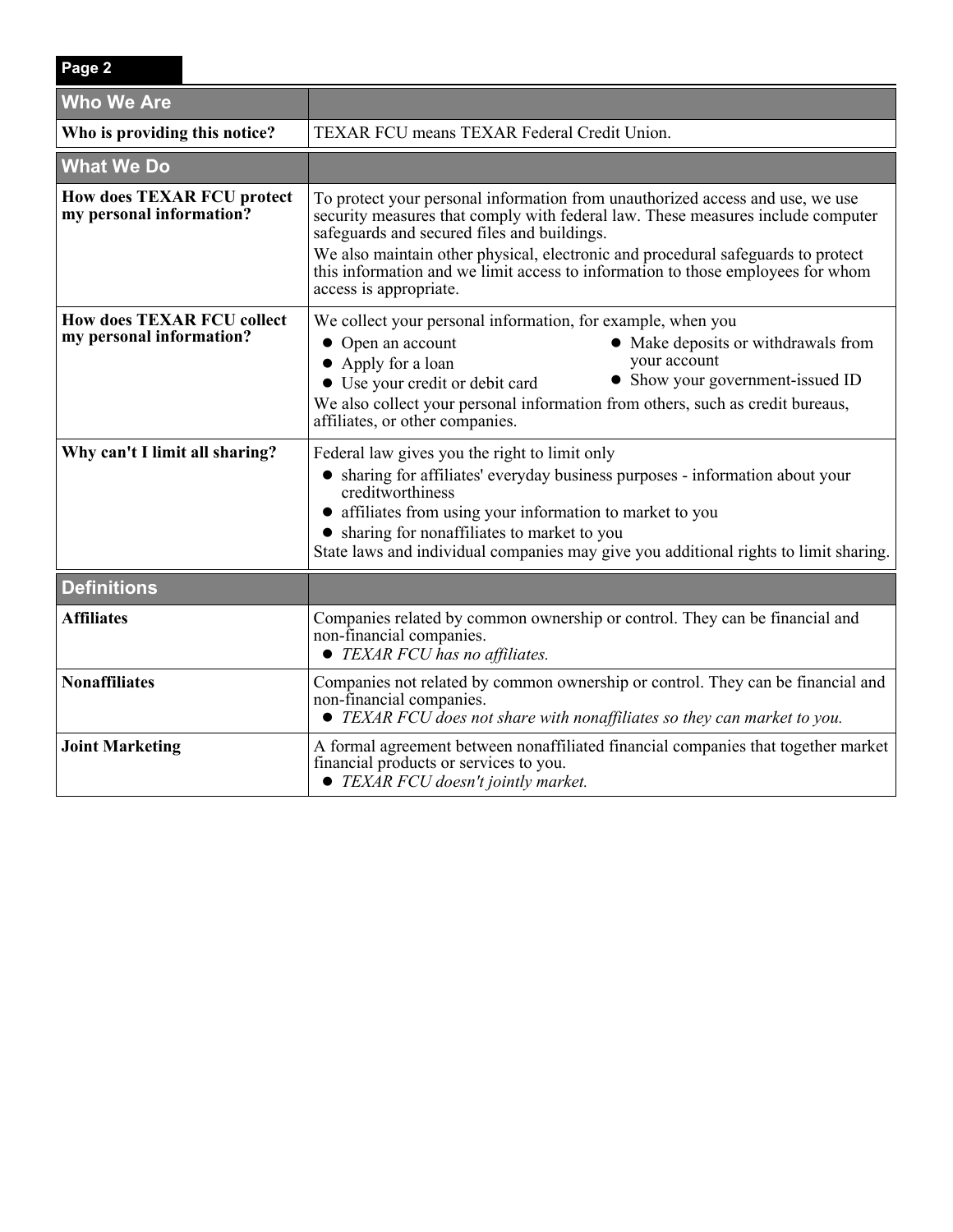| Who We Are | |
|---|---|
| **Who is providing this notice?** | TEXAR FCU means TEXAR Federal Credit Union. |

| What We Do | |
|---|---|
| **How does TEXAR FCU protect my personal information?** | To protect your personal information from unauthorized access and use, we use security measures that comply with federal law. These measures include computer safeguards and secured files and buildings.<br>We also maintain other physical, electronic and procedural safeguards to protect this information and we limit access to information to those employees for whom access is appropriate. |
| **How does TEXAR FCU collect my personal information?** | We collect your personal information, for example, when you<br>• Open an account<br>• Apply for a loan<br>• Use your credit or debit card<br>• Make deposits or withdrawals from your account<br>• Show your government-issued ID<br>We also collect your personal information from others, such as credit bureaus, affiliates, or other companies. |
| **Why can't I limit all sharing?** | Federal law gives you the right to limit only<br>• sharing for affiliates' everyday business purposes - information about your creditworthiness<br>• affiliates from using your information to market to you<br>• sharing for nonaffiliates to market to you<br>State laws and individual companies may give you additional rights to limit sharing. |

| Definitions | |
|---|---|
| **Affiliates** | Companies related by common ownership or control. They can be financial and non-financial companies.<br>• *TEXAR FCU has no affiliates.* |
| **Nonaffiliates** | Companies not related by common ownership or control. They can be financial and non-financial companies.<br>• *TEXAR FCU does not share with nonaffiliates so they can market to you.* |
| **Joint Marketing** | A formal agreement between nonaffiliated financial companies that together market financial products or services to you.<br>• *TEXAR FCU doesn't jointly market.* |